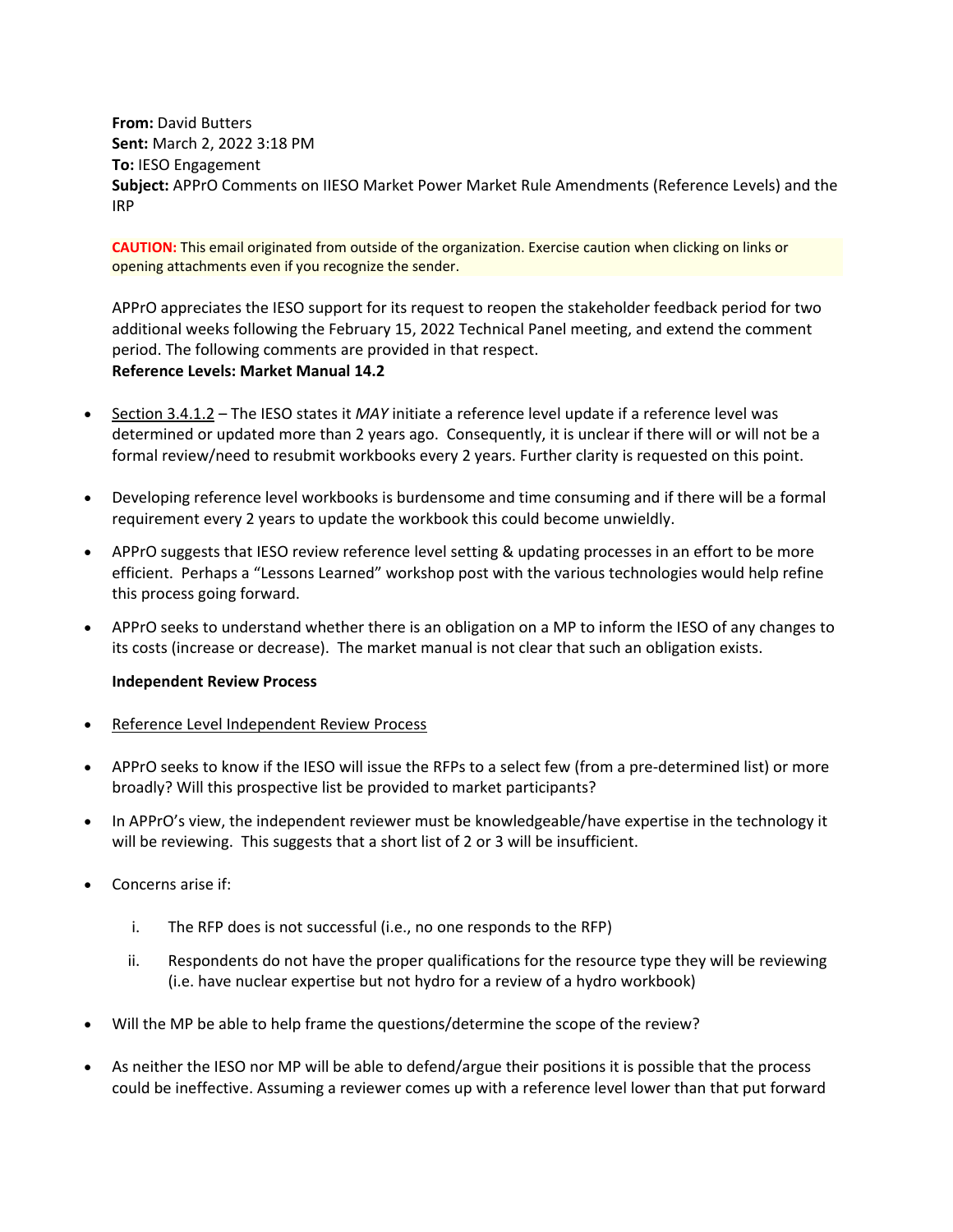**From:** David Butters
**Sent:** March 2, 2022 3:18 PM
**To:** IESO Engagement
**Subject:** APPrO Comments on IIESO Market Power Market Rule Amendments (Reference Levels) and the IRP

**CAUTION:** This email originated from outside of the organization. Exercise caution when clicking on links or opening attachments even if you recognize the sender.

APPrO appreciates the IESO support for its request to reopen the stakeholder feedback period for two additional weeks following the February 15, 2022 Technical Panel meeting, and extend the comment period. The following comments are provided in that respect.

**Reference Levels: Market Manual 14.2**

- Section 3.4.1.2 – The IESO states it *MAY* initiate a reference level update if a reference level was determined or updated more than 2 years ago. Consequently, it is unclear if there will or will not be a formal review/need to resubmit workbooks every 2 years. Further clarity is requested on this point.
- Developing reference level workbooks is burdensome and time consuming and if there will be a formal requirement every 2 years to update the workbook this could become unwieldly.
- APPrO suggests that IESO review reference level setting & updating processes in an effort to be more efficient. Perhaps a "Lessons Learned" workshop post with the various technologies would help refine this process going forward.
- APPrO seeks to understand whether there is an obligation on a MP to inform the IESO of any changes to its costs (increase or decrease). The market manual is not clear that such an obligation exists.

**Independent Review Process**

- Reference Level Independent Review Process
- APPrO seeks to know if the IESO will issue the RFPs to a select few (from a pre-determined list) or more broadly? Will this prospective list be provided to market participants?
- In APPrO's view, the independent reviewer must be knowledgeable/have expertise in the technology it will be reviewing. This suggests that a short list of 2 or 3 will be insufficient.
- Concerns arise if:
    i. The RFP does is not successful (i.e., no one responds to the RFP)
    ii. Respondents do not have the proper qualifications for the resource type they will be reviewing (i.e. have nuclear expertise but not hydro for a review of a hydro workbook)
- Will the MP be able to help frame the questions/determine the scope of the review?
- As neither the IESO nor MP will be able to defend/argue their positions it is possible that the process could be ineffective. Assuming a reviewer comes up with a reference level lower than that put forward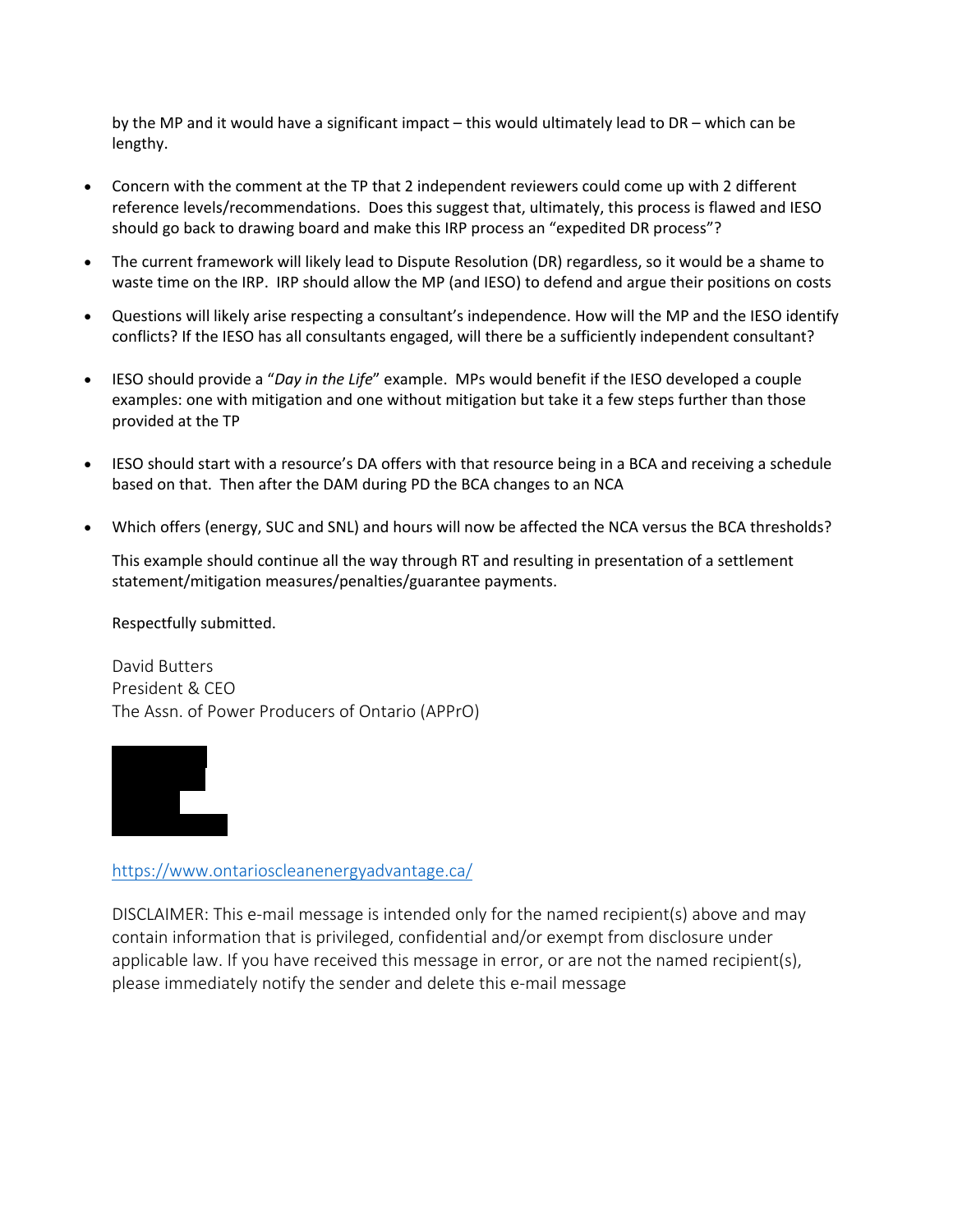by the MP and it would have a significant impact – this would ultimately lead to DR – which can be lengthy.

- Concern with the comment at the TP that 2 independent reviewers could come up with 2 different reference levels/recommendations. Does this suggest that, ultimately, this process is flawed and IESO should go back to drawing board and make this IRP process an "expedited DR process"?
- The current framework will likely lead to Dispute Resolution (DR) regardless, so it would be a shame to waste time on the IRP. IRP should allow the MP (and IESO) to defend and argue their positions on costs
- Questions will likely arise respecting a consultant's independence. How will the MP and the IESO identify conflicts? If the IESO has all consultants engaged, will there be a sufficiently independent consultant?
- IESO should provide a "*Day in the Life*" example. MPs would benefit if the IESO developed a couple examples: one with mitigation and one without mitigation but take it a few steps further than those provided at the TP
- IESO should start with a resource's DA offers with that resource being in a BCA and receiving a schedule based on that. Then after the DAM during PD the BCA changes to an NCA
- Which offers (energy, SUC and SNL) and hours will now be affected the NCA versus the BCA thresholds?

  This example should continue all the way through RT and resulting in presentation of a settlement statement/mitigation measures/penalties/guarantee payments.

  Respectfully submitted.

  David Butters
  President & CEO
  The Assn. of Power Producers of Ontario (APPrO)

  https://www.ontarioscleanenergyadvantage.ca/

  DISCLAIMER: This e-mail message is intended only for the named recipient(s) above and may contain information that is privileged, confidential and/or exempt from disclosure under applicable law. If you have received this message in error, or are not the named recipient(s), please immediately notify the sender and delete this e-mail message